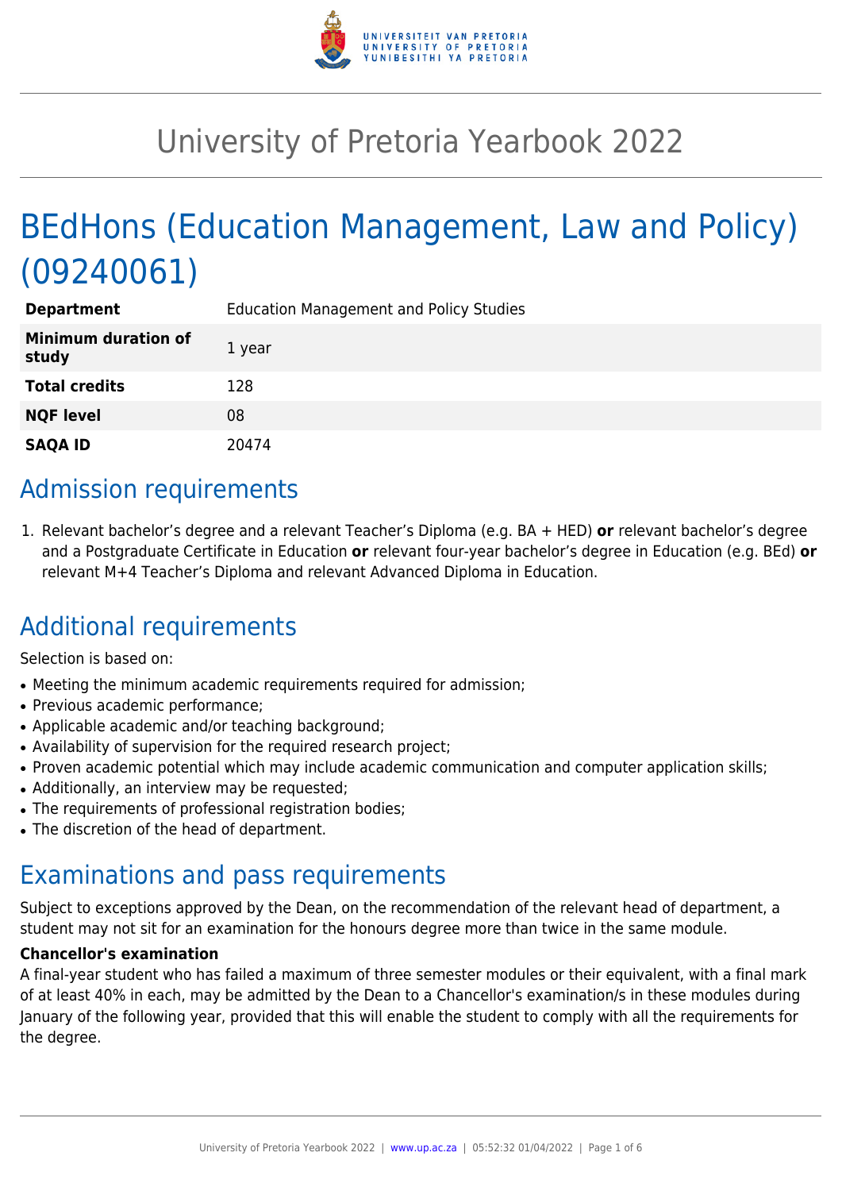# University of Pretoria Yearbook 2022

# BEdHons (Education Management, Law and Policy) (09240061)

| | |
|---|---|
| **Department** | Education Management and Policy Studies |
| **Minimum duration of study** | 1 year |
| **Total credits** | 128 |
| **NQF level** | 08 |
| **SAQA ID** | 20474 |

## Admission requirements

1. Relevant bachelor's degree and a relevant Teacher's Diploma (e.g. BA + HED) **or** relevant bachelor's degree and a Postgraduate Certificate in Education **or** relevant four-year bachelor's degree in Education (e.g. BEd) **or** relevant M+4 Teacher's Diploma and relevant Advanced Diploma in Education.

## Additional requirements

Selection is based on:

- Meeting the minimum academic requirements required for admission;
- Previous academic performance;
- Applicable academic and/or teaching background;
- Availability of supervision for the required research project;
- Proven academic potential which may include academic communication and computer application skills;
- Additionally, an interview may be requested;
- The requirements of professional registration bodies;
- The discretion of the head of department.

## Examinations and pass requirements

Subject to exceptions approved by the Dean, on the recommendation of the relevant head of department, a student may not sit for an examination for the honours degree more than twice in the same module.

**Chancellor's examination**

A final-year student who has failed a maximum of three semester modules or their equivalent, with a final mark of at least 40% in each, may be admitted by the Dean to a Chancellor's examination/s in these modules during January of the following year, provided that this will enable the student to comply with all the requirements for the degree.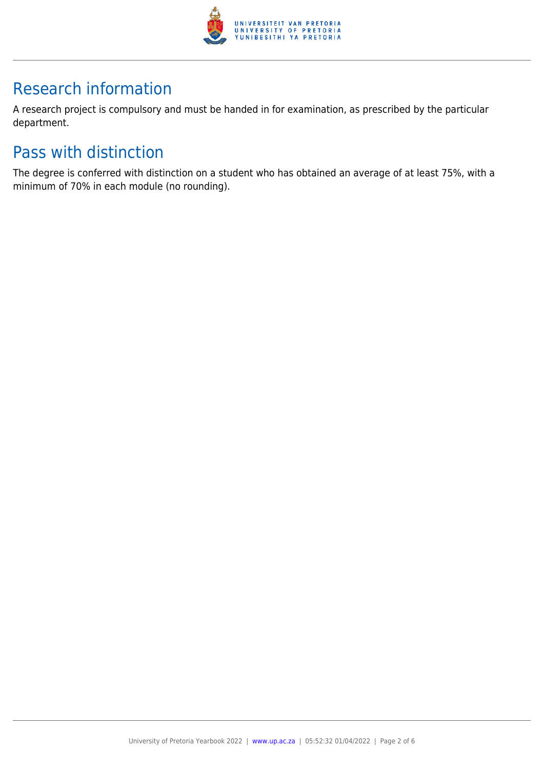## Research information

A research project is compulsory and must be handed in for examination, as prescribed by the particular department.

## Pass with distinction

The degree is conferred with distinction on a student who has obtained an average of at least 75%, with a minimum of 70% in each module (no rounding).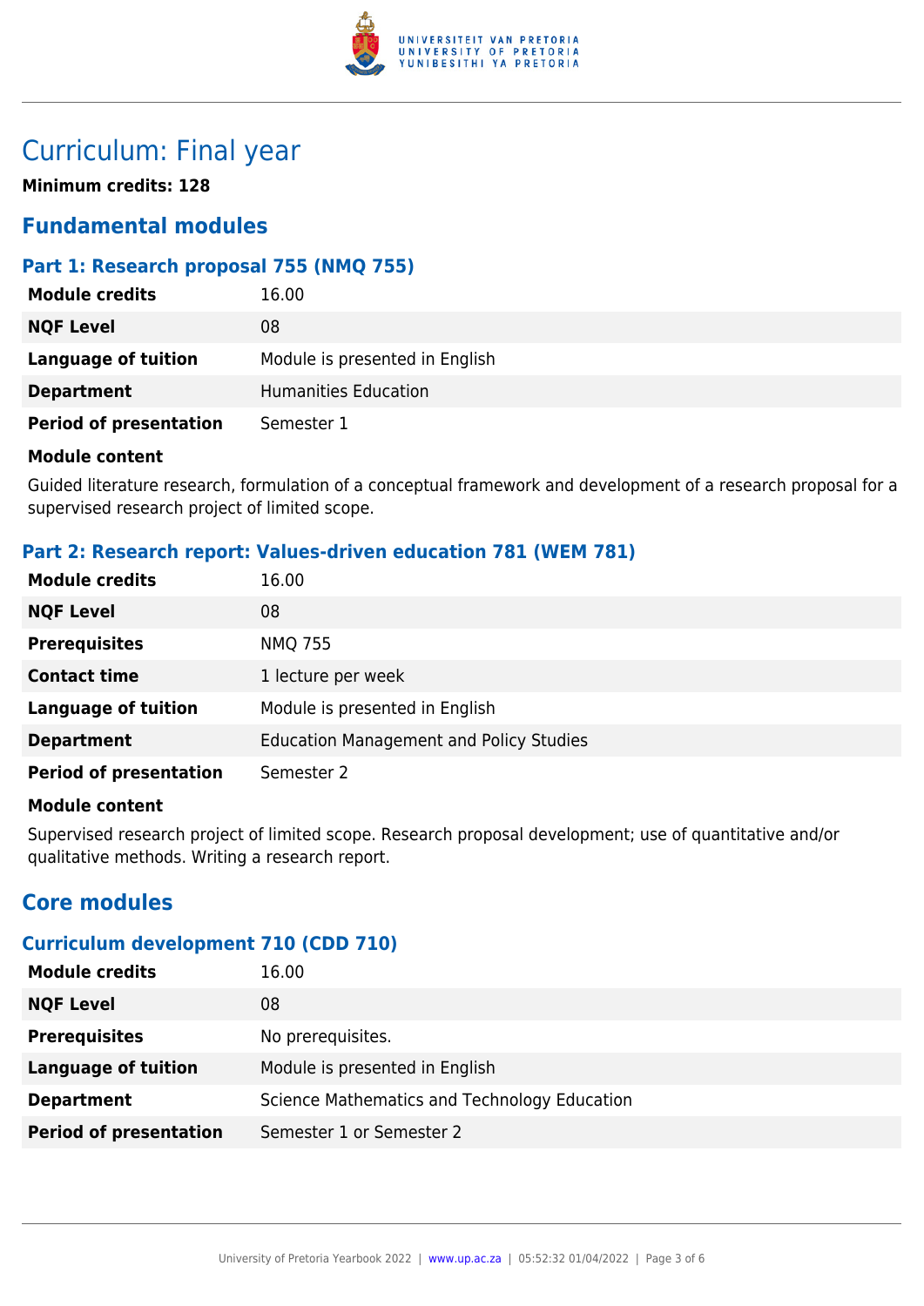# Curriculum: Final year

**Minimum credits: 128**

## Fundamental modules

### Part 1: Research proposal 755 (NMQ 755)

| | |
|---|---|
| **Module credits** | 16.00 |
| **NQF Level** | 08 |
| **Language of tuition** | Module is presented in English |
| **Department** | Humanities Education |
| **Period of presentation** | Semester 1 |

**Module content**

Guided literature research, formulation of a conceptual framework and development of a research proposal for a supervised research project of limited scope.

### Part 2: Research report: Values-driven education 781 (WEM 781)

| | |
|---|---|
| **Module credits** | 16.00 |
| **NQF Level** | 08 |
| **Prerequisites** | NMQ 755 |
| **Contact time** | 1 lecture per week |
| **Language of tuition** | Module is presented in English |
| **Department** | Education Management and Policy Studies |
| **Period of presentation** | Semester 2 |

**Module content**

Supervised research project of limited scope. Research proposal development; use of quantitative and/or qualitative methods. Writing a research report.

## Core modules

### Curriculum development 710 (CDD 710)

| | |
|---|---|
| **Module credits** | 16.00 |
| **NQF Level** | 08 |
| **Prerequisites** | No prerequisites. |
| **Language of tuition** | Module is presented in English |
| **Department** | Science Mathematics and Technology Education |
| **Period of presentation** | Semester 1 or Semester 2 |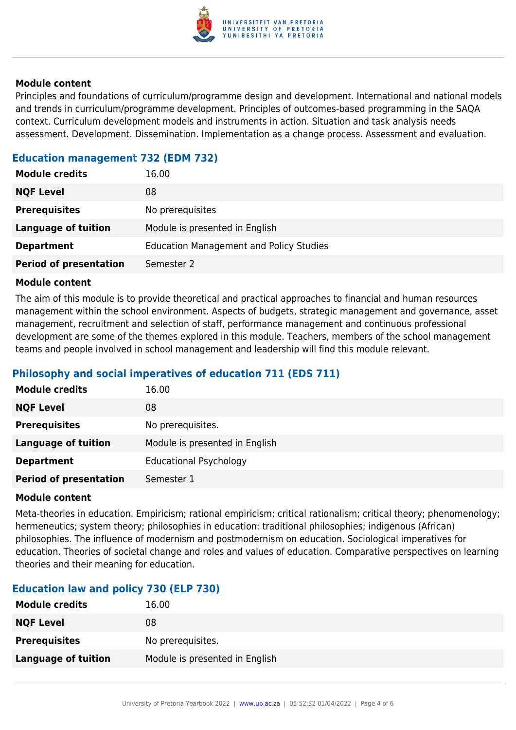**Module content**

Principles and foundations of curriculum/programme design and development. International and national models and trends in curriculum/programme development. Principles of outcomes-based programming in the SAQA context. Curriculum development models and instruments in action. Situation and task analysis needs assessment. Development. Dissemination. Implementation as a change process. Assessment and evaluation.

### Education management 732 (EDM 732)

| | |
|---|---|
| **Module credits** | 16.00 |
| **NQF Level** | 08 |
| **Prerequisites** | No prerequisites |
| **Language of tuition** | Module is presented in English |
| **Department** | Education Management and Policy Studies |
| **Period of presentation** | Semester 2 |

**Module content**

The aim of this module is to provide theoretical and practical approaches to financial and human resources management within the school environment. Aspects of budgets, strategic management and governance, asset management, recruitment and selection of staff, performance management and continuous professional development are some of the themes explored in this module. Teachers, members of the school management teams and people involved in school management and leadership will find this module relevant.

### Philosophy and social imperatives of education 711 (EDS 711)

| | |
|---|---|
| **Module credits** | 16.00 |
| **NQF Level** | 08 |
| **Prerequisites** | No prerequisites. |
| **Language of tuition** | Module is presented in English |
| **Department** | Educational Psychology |
| **Period of presentation** | Semester 1 |

**Module content**

Meta-theories in education. Empiricism; rational empiricism; critical rationalism; critical theory; phenomenology; hermeneutics; system theory; philosophies in education: traditional philosophies; indigenous (African) philosophies. The influence of modernism and postmodernism on education. Sociological imperatives for education. Theories of societal change and roles and values of education. Comparative perspectives on learning theories and their meaning for education.

### Education law and policy 730 (ELP 730)

| | |
|---|---|
| **Module credits** | 16.00 |
| **NQF Level** | 08 |
| **Prerequisites** | No prerequisites. |
| **Language of tuition** | Module is presented in English |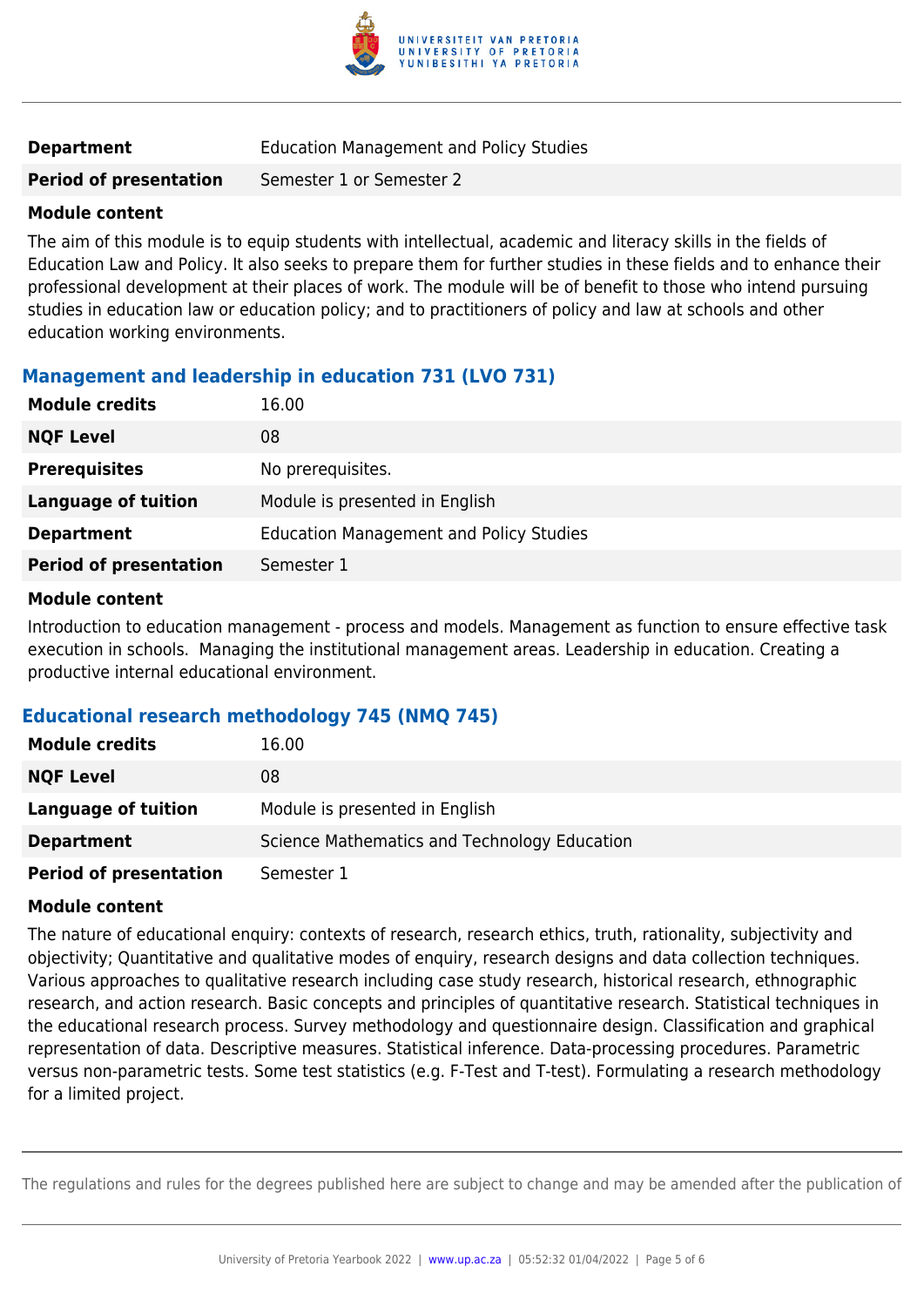| | |
|---|---|
| **Department** | Education Management and Policy Studies |
| **Period of presentation** | Semester 1 or Semester 2 |

**Module content**

The aim of this module is to equip students with intellectual, academic and literacy skills in the fields of Education Law and Policy. It also seeks to prepare them for further studies in these fields and to enhance their professional development at their places of work. The module will be of benefit to those who intend pursuing studies in education law or education policy; and to practitioners of policy and law at schools and other education working environments.

### Management and leadership in education 731 (LVO 731)

| | |
|---|---|
| **Module credits** | 16.00 |
| **NQF Level** | 08 |
| **Prerequisites** | No prerequisites. |
| **Language of tuition** | Module is presented in English |
| **Department** | Education Management and Policy Studies |
| **Period of presentation** | Semester 1 |

**Module content**

Introduction to education management - process and models. Management as function to ensure effective task execution in schools. Managing the institutional management areas. Leadership in education. Creating a productive internal educational environment.

### Educational research methodology 745 (NMQ 745)

| | |
|---|---|
| **Module credits** | 16.00 |
| **NQF Level** | 08 |
| **Language of tuition** | Module is presented in English |
| **Department** | Science Mathematics and Technology Education |
| **Period of presentation** | Semester 1 |

**Module content**

The nature of educational enquiry: contexts of research, research ethics, truth, rationality, subjectivity and objectivity; Quantitative and qualitative modes of enquiry, research designs and data collection techniques. Various approaches to qualitative research including case study research, historical research, ethnographic research, and action research. Basic concepts and principles of quantitative research. Statistical techniques in the educational research process. Survey methodology and questionnaire design. Classification and graphical representation of data. Descriptive measures. Statistical inference. Data-processing procedures. Parametric versus non-parametric tests. Some test statistics (e.g. F-Test and T-test). Formulating a research methodology for a limited project.

The regulations and rules for the degrees published here are subject to change and may be amended after the publication of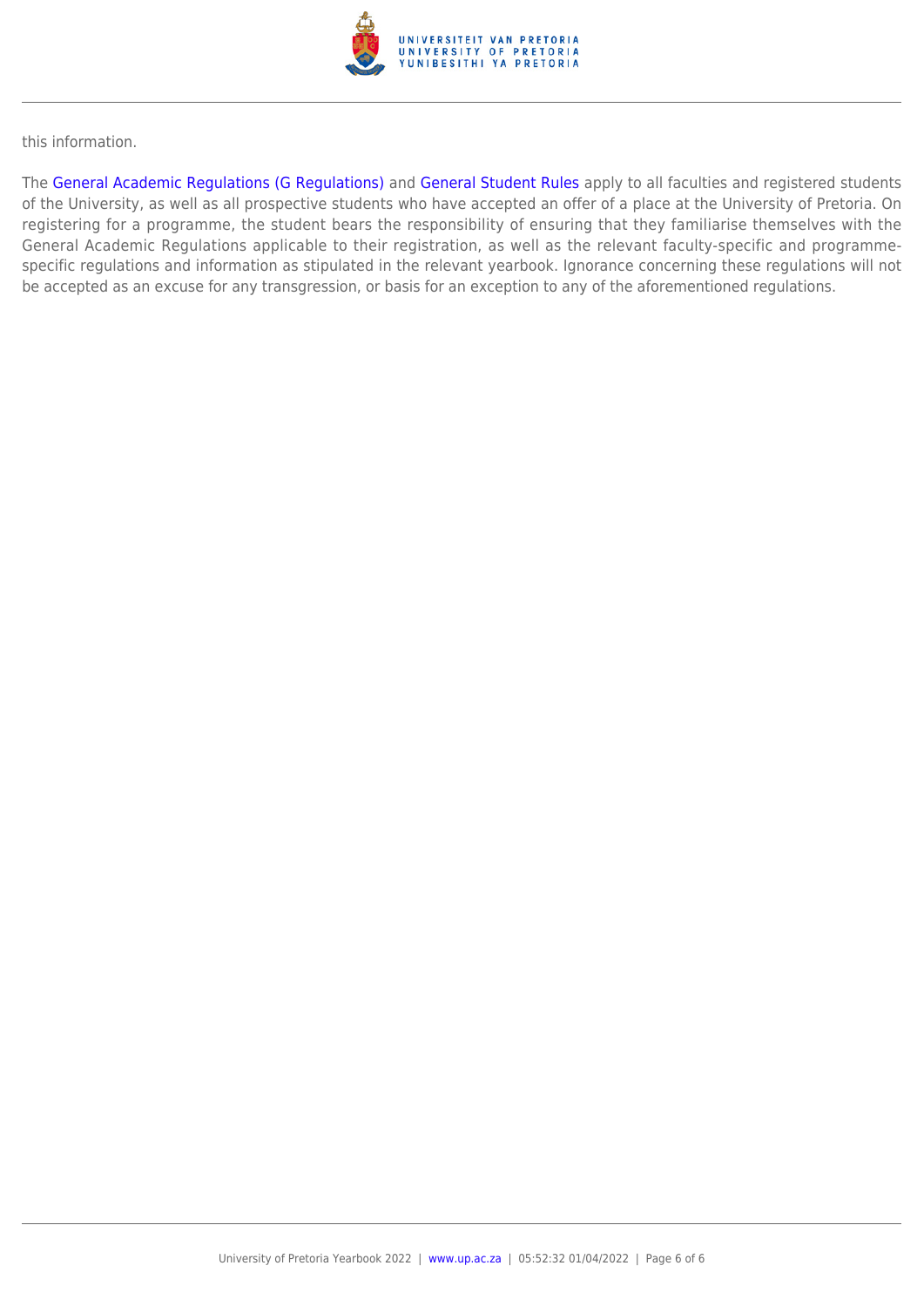this information.

The General Academic Regulations (G Regulations) and General Student Rules apply to all faculties and registered students of the University, as well as all prospective students who have accepted an offer of a place at the University of Pretoria. On registering for a programme, the student bears the responsibility of ensuring that they familiarise themselves with the General Academic Regulations applicable to their registration, as well as the relevant faculty-specific and programme-specific regulations and information as stipulated in the relevant yearbook. Ignorance concerning these regulations will not be accepted as an excuse for any transgression, or basis for an exception to any of the aforementioned regulations.